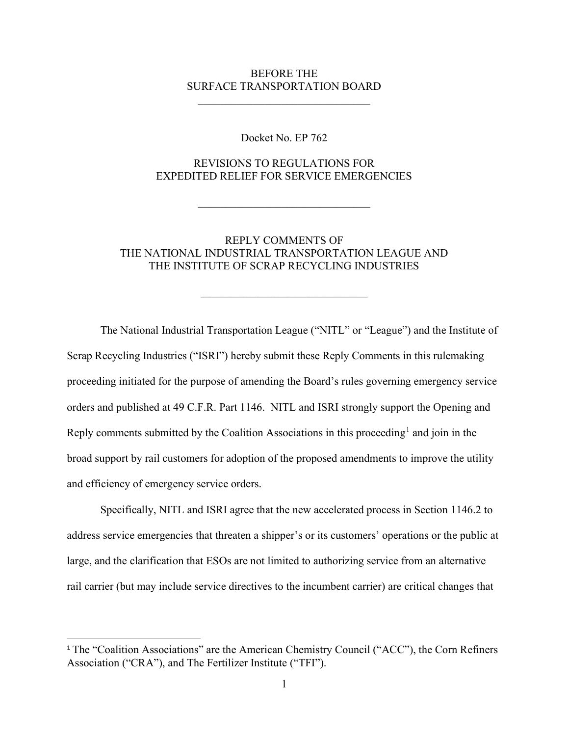BEFORE THE
SURFACE TRANSPORTATION BOARD

---

Docket No. EP 762

REVISIONS TO REGULATIONS FOR
EXPEDITED RELIEF FOR SERVICE EMERGENCIES

---

REPLY COMMENTS OF
THE NATIONAL INDUSTRIAL TRANSPORTATION LEAGUE AND
THE INSTITUTE OF SCRAP RECYCLING INDUSTRIES

---

The National Industrial Transportation League ("NITL" or "League") and the Institute of Scrap Recycling Industries ("ISRI") hereby submit these Reply Comments in this rulemaking proceeding initiated for the purpose of amending the Board's rules governing emergency service orders and published at 49 C.F.R. Part 1146. NITL and ISRI strongly support the Opening and Reply comments submitted by the Coalition Associations in this proceeding[1] and join in the broad support by rail customers for adoption of the proposed amendments to improve the utility and efficiency of emergency service orders.

Specifically, NITL and ISRI agree that the new accelerated process in Section 1146.2 to address service emergencies that threaten a shipper's or its customers' operations or the public at large, and the clarification that ESOs are not limited to authorizing service from an alternative rail carrier (but may include service directives to the incumbent carrier) are critical changes that

---

[1] The "Coalition Associations" are the American Chemistry Council ("ACC"), the Corn Refiners Association ("CRA"), and The Fertilizer Institute ("TFI").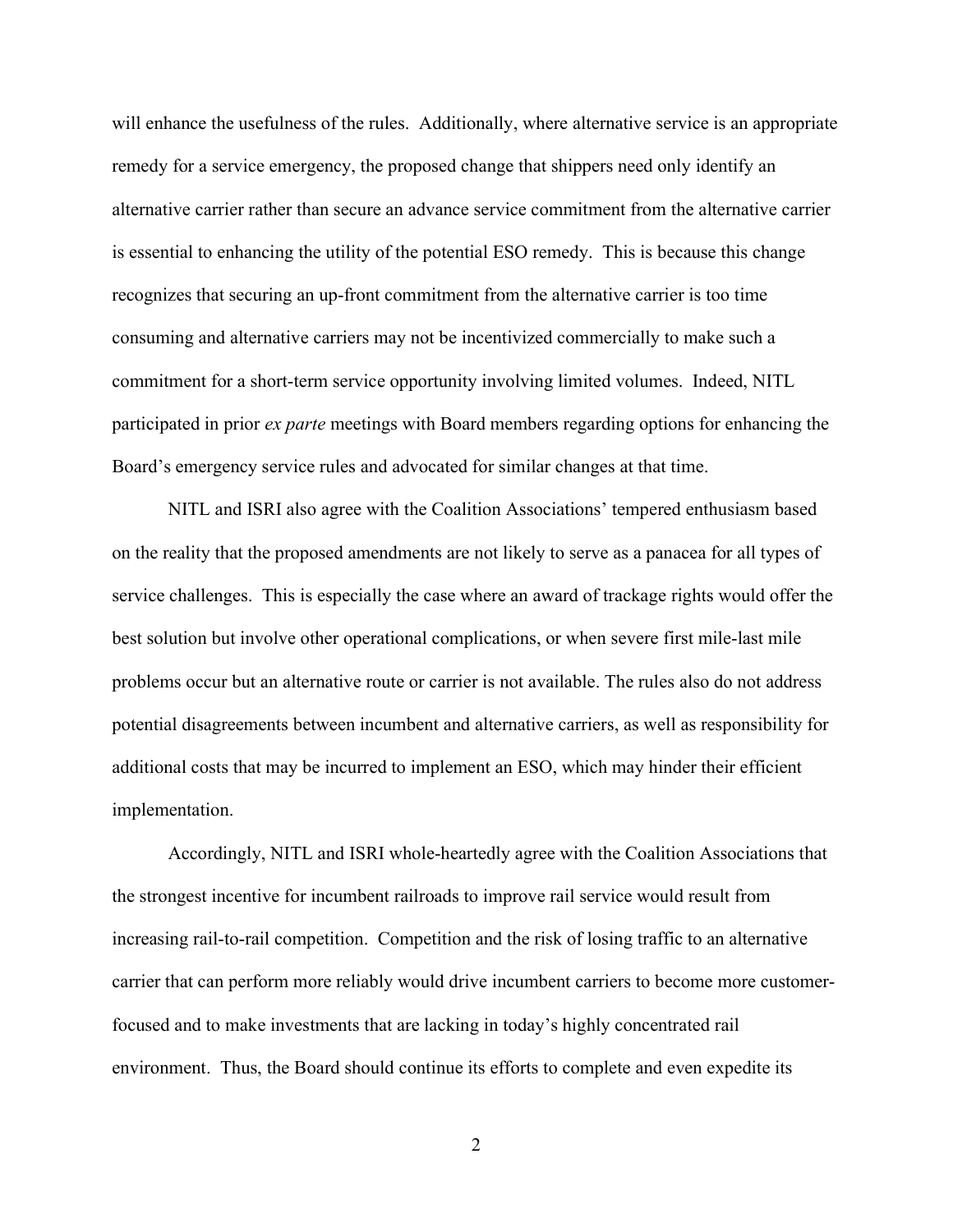will enhance the usefulness of the rules. Additionally, where alternative service is an appropriate remedy for a service emergency, the proposed change that shippers need only identify an alternative carrier rather than secure an advance service commitment from the alternative carrier is essential to enhancing the utility of the potential ESO remedy. This is because this change recognizes that securing an up-front commitment from the alternative carrier is too time consuming and alternative carriers may not be incentivized commercially to make such a commitment for a short-term service opportunity involving limited volumes. Indeed, NITL participated in prior *ex parte* meetings with Board members regarding options for enhancing the Board's emergency service rules and advocated for similar changes at that time.

NITL and ISRI also agree with the Coalition Associations' tempered enthusiasm based on the reality that the proposed amendments are not likely to serve as a panacea for all types of service challenges. This is especially the case where an award of trackage rights would offer the best solution but involve other operational complications, or when severe first mile-last mile problems occur but an alternative route or carrier is not available. The rules also do not address potential disagreements between incumbent and alternative carriers, as well as responsibility for additional costs that may be incurred to implement an ESO, which may hinder their efficient implementation.

Accordingly, NITL and ISRI whole-heartedly agree with the Coalition Associations that the strongest incentive for incumbent railroads to improve rail service would result from increasing rail-to-rail competition. Competition and the risk of losing traffic to an alternative carrier that can perform more reliably would drive incumbent carriers to become more customer-focused and to make investments that are lacking in today's highly concentrated rail environment. Thus, the Board should continue its efforts to complete and even expedite its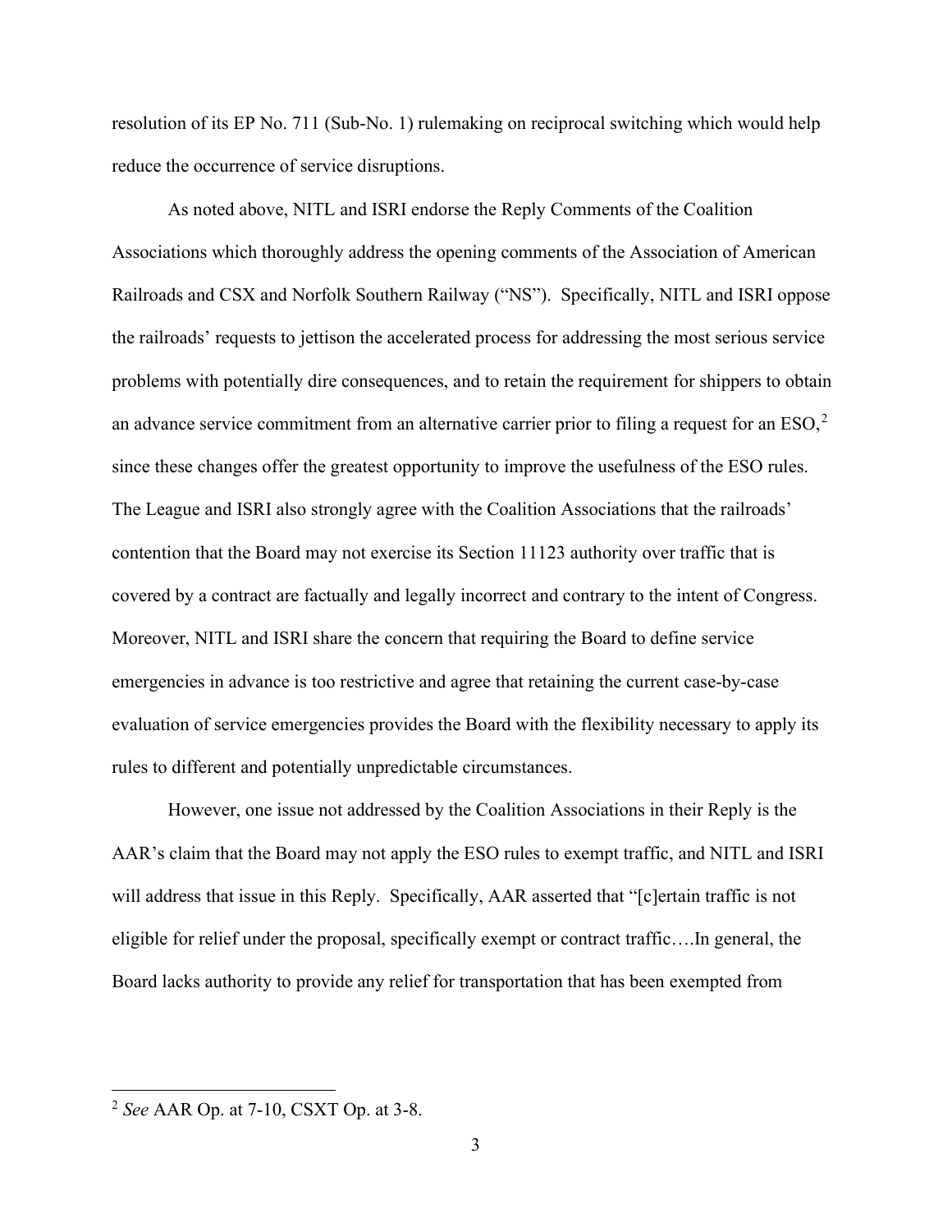resolution of its EP No. 711 (Sub-No. 1) rulemaking on reciprocal switching which would help reduce the occurrence of service disruptions.

As noted above, NITL and ISRI endorse the Reply Comments of the Coalition Associations which thoroughly address the opening comments of the Association of American Railroads and CSX and Norfolk Southern Railway ("NS"). Specifically, NITL and ISRI oppose the railroads' requests to jettison the accelerated process for addressing the most serious service problems with potentially dire consequences, and to retain the requirement for shippers to obtain an advance service commitment from an alternative carrier prior to filing a request for an ESO,[2] since these changes offer the greatest opportunity to improve the usefulness of the ESO rules. The League and ISRI also strongly agree with the Coalition Associations that the railroads' contention that the Board may not exercise its Section 11123 authority over traffic that is covered by a contract are factually and legally incorrect and contrary to the intent of Congress. Moreover, NITL and ISRI share the concern that requiring the Board to define service emergencies in advance is too restrictive and agree that retaining the current case-by-case evaluation of service emergencies provides the Board with the flexibility necessary to apply its rules to different and potentially unpredictable circumstances.

However, one issue not addressed by the Coalition Associations in their Reply is the AAR's claim that the Board may not apply the ESO rules to exempt traffic, and NITL and ISRI will address that issue in this Reply. Specifically, AAR asserted that "[c]ertain traffic is not eligible for relief under the proposal, specifically exempt or contract traffic….In general, the Board lacks authority to provide any relief for transportation that has been exempted from

---

[2] *See* AAR Op. at 7-10, CSXT Op. at 3-8.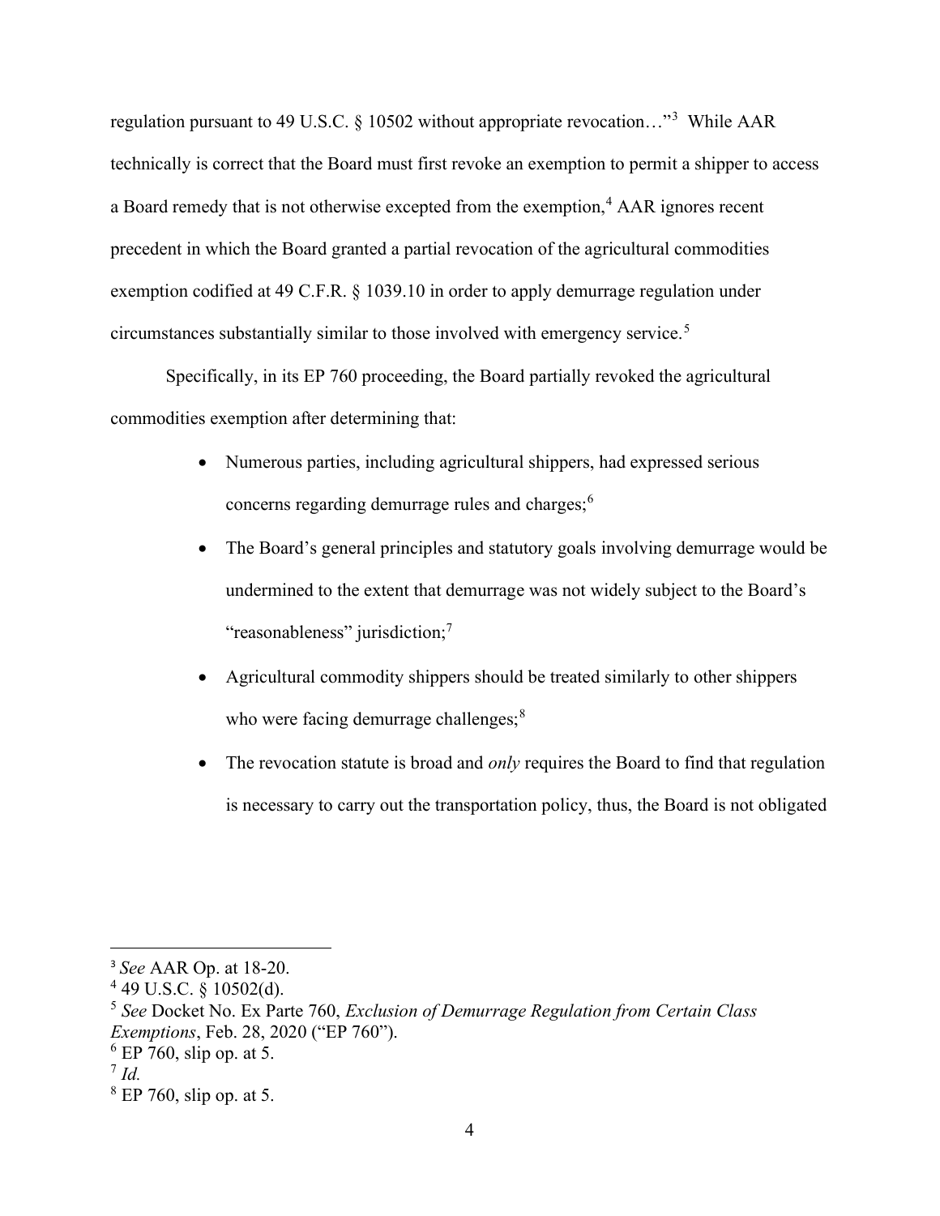regulation pursuant to 49 U.S.C. § 10502 without appropriate revocation…"[3] While AAR technically is correct that the Board must first revoke an exemption to permit a shipper to access a Board remedy that is not otherwise excepted from the exemption,[4] AAR ignores recent precedent in which the Board granted a partial revocation of the agricultural commodities exemption codified at 49 C.F.R. § 1039.10 in order to apply demurrage regulation under circumstances substantially similar to those involved with emergency service.[5]

Specifically, in its EP 760 proceeding, the Board partially revoked the agricultural commodities exemption after determining that:

- Numerous parties, including agricultural shippers, had expressed serious concerns regarding demurrage rules and charges;[6]
- The Board's general principles and statutory goals involving demurrage would be undermined to the extent that demurrage was not widely subject to the Board's "reasonableness" jurisdiction;[7]
- Agricultural commodity shippers should be treated similarly to other shippers who were facing demurrage challenges;[8]
- The revocation statute is broad and *only* requires the Board to find that regulation is necessary to carry out the transportation policy, thus, the Board is not obligated

---

[3] *See* AAR Op. at 18-20.

[4] 49 U.S.C. § 10502(d).

[5] *See* Docket No. Ex Parte 760, *Exclusion of Demurrage Regulation from Certain Class Exemptions*, Feb. 28, 2020 ("EP 760").

[6] EP 760, slip op. at 5.

[7] *Id.*

[8] EP 760, slip op. at 5.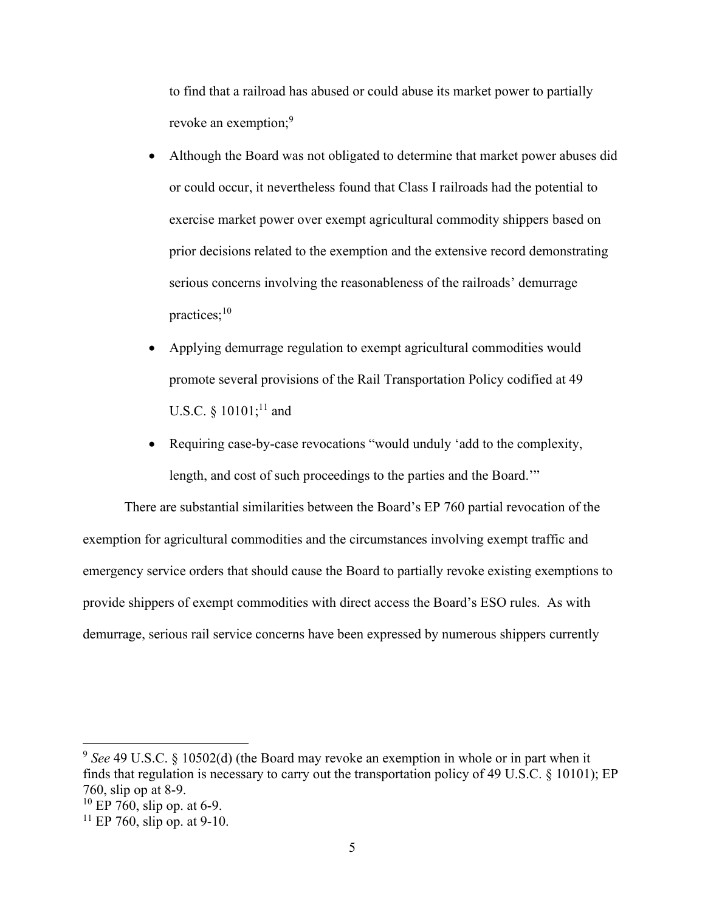to find that a railroad has abused or could abuse its market power to partially revoke an exemption;[9]

- Although the Board was not obligated to determine that market power abuses did or could occur, it nevertheless found that Class I railroads had the potential to exercise market power over exempt agricultural commodity shippers based on prior decisions related to the exemption and the extensive record demonstrating serious concerns involving the reasonableness of the railroads' demurrage practices;[10]
- Applying demurrage regulation to exempt agricultural commodities would promote several provisions of the Rail Transportation Policy codified at 49 U.S.C. § 10101;[11] and
- Requiring case-by-case revocations "would unduly 'add to the complexity, length, and cost of such proceedings to the parties and the Board.'"

There are substantial similarities between the Board's EP 760 partial revocation of the exemption for agricultural commodities and the circumstances involving exempt traffic and emergency service orders that should cause the Board to partially revoke existing exemptions to provide shippers of exempt commodities with direct access the Board's ESO rules. As with demurrage, serious rail service concerns have been expressed by numerous shippers currently

---

[9] *See* 49 U.S.C. § 10502(d) (the Board may revoke an exemption in whole or in part when it finds that regulation is necessary to carry out the transportation policy of 49 U.S.C. § 10101); EP 760, slip op at 8-9.

[10] EP 760, slip op. at 6-9.

[11] EP 760, slip op. at 9-10.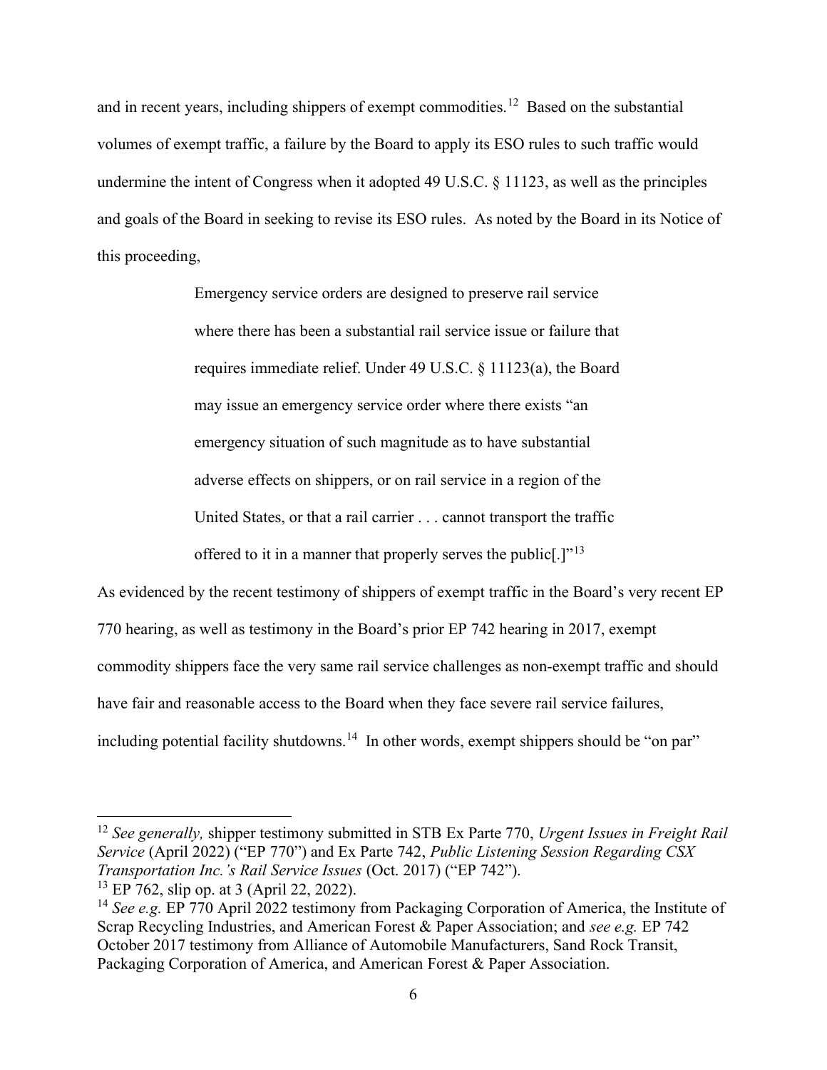and in recent years, including shippers of exempt commodities.[12] Based on the substantial volumes of exempt traffic, a failure by the Board to apply its ESO rules to such traffic would undermine the intent of Congress when it adopted 49 U.S.C. § 11123, as well as the principles and goals of the Board in seeking to revise its ESO rules. As noted by the Board in its Notice of this proceeding,

> Emergency service orders are designed to preserve rail service where there has been a substantial rail service issue or failure that requires immediate relief. Under 49 U.S.C. § 11123(a), the Board may issue an emergency service order where there exists "an emergency situation of such magnitude as to have substantial adverse effects on shippers, or on rail service in a region of the United States, or that a rail carrier . . . cannot transport the traffic offered to it in a manner that properly serves the public[.]"[13]

As evidenced by the recent testimony of shippers of exempt traffic in the Board's very recent EP 770 hearing, as well as testimony in the Board's prior EP 742 hearing in 2017, exempt commodity shippers face the very same rail service challenges as non-exempt traffic and should have fair and reasonable access to the Board when they face severe rail service failures, including potential facility shutdowns.[14] In other words, exempt shippers should be "on par"

---

[12] *See generally,* shipper testimony submitted in STB Ex Parte 770, *Urgent Issues in Freight Rail Service* (April 2022) ("EP 770") and Ex Parte 742, *Public Listening Session Regarding CSX Transportation Inc.'s Rail Service Issues* (Oct. 2017) ("EP 742").

[13] EP 762, slip op. at 3 (April 22, 2022).

[14] *See e.g.* EP 770 April 2022 testimony from Packaging Corporation of America, the Institute of Scrap Recycling Industries, and American Forest & Paper Association; and *see e.g.* EP 742 October 2017 testimony from Alliance of Automobile Manufacturers, Sand Rock Transit, Packaging Corporation of America, and American Forest & Paper Association.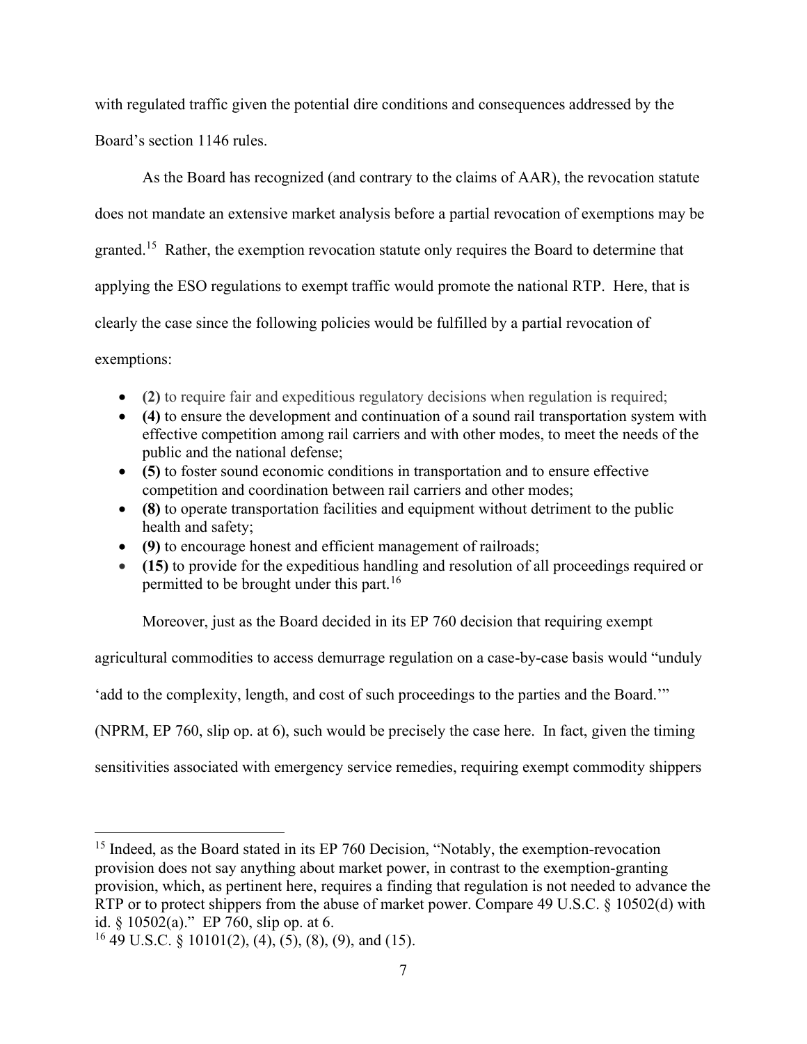with regulated traffic given the potential dire conditions and consequences addressed by the Board's section 1146 rules.

As the Board has recognized (and contrary to the claims of AAR), the revocation statute does not mandate an extensive market analysis before a partial revocation of exemptions may be granted.[15] Rather, the exemption revocation statute only requires the Board to determine that applying the ESO regulations to exempt traffic would promote the national RTP. Here, that is clearly the case since the following policies would be fulfilled by a partial revocation of exemptions:

- **(2)** to require fair and expeditious regulatory decisions when regulation is required;
- **(4)** to ensure the development and continuation of a sound rail transportation system with effective competition among rail carriers and with other modes, to meet the needs of the public and the national defense;
- **(5)** to foster sound economic conditions in transportation and to ensure effective competition and coordination between rail carriers and other modes;
- **(8)** to operate transportation facilities and equipment without detriment to the public health and safety;
- **(9)** to encourage honest and efficient management of railroads;
- **(15)** to provide for the expeditious handling and resolution of all proceedings required or permitted to be brought under this part.[16]

Moreover, just as the Board decided in its EP 760 decision that requiring exempt agricultural commodities to access demurrage regulation on a case-by-case basis would "unduly 'add to the complexity, length, and cost of such proceedings to the parties and the Board.'" (NPRM, EP 760, slip op. at 6), such would be precisely the case here. In fact, given the timing sensitivities associated with emergency service remedies, requiring exempt commodity shippers

---

[15] Indeed, as the Board stated in its EP 760 Decision, "Notably, the exemption-revocation provision does not say anything about market power, in contrast to the exemption-granting provision, which, as pertinent here, requires a finding that regulation is not needed to advance the RTP or to protect shippers from the abuse of market power. Compare 49 U.S.C. § 10502(d) with id. § 10502(a)." EP 760, slip op. at 6.

[16] 49 U.S.C. § 10101(2), (4), (5), (8), (9), and (15).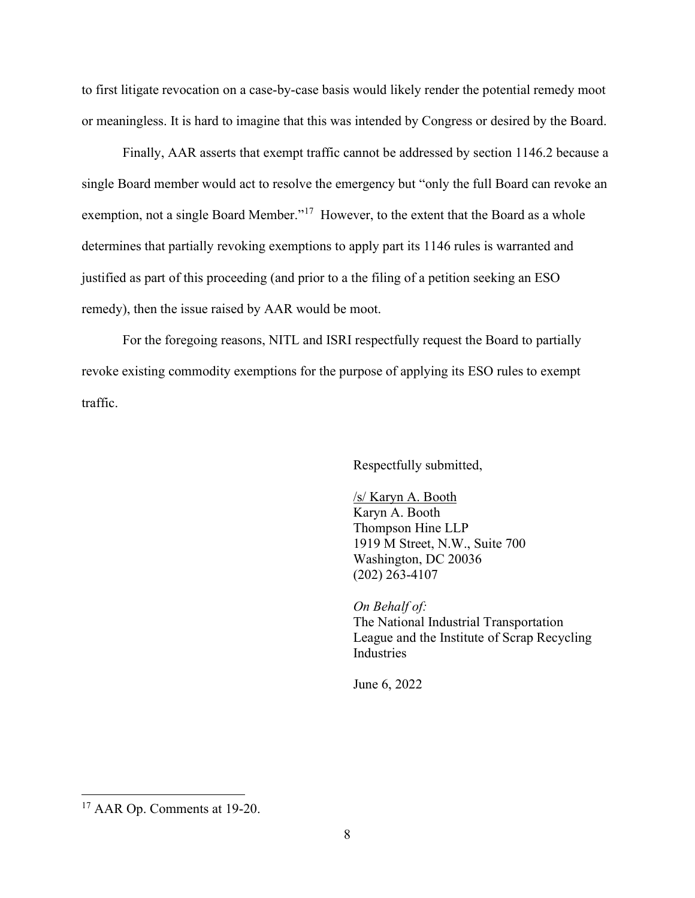to first litigate revocation on a case-by-case basis would likely render the potential remedy moot or meaningless. It is hard to imagine that this was intended by Congress or desired by the Board.

Finally, AAR asserts that exempt traffic cannot be addressed by section 1146.2 because a single Board member would act to resolve the emergency but "only the full Board can revoke an exemption, not a single Board Member."[17] However, to the extent that the Board as a whole determines that partially revoking exemptions to apply part its 1146 rules is warranted and justified as part of this proceeding (and prior to a the filing of a petition seeking an ESO remedy), then the issue raised by AAR would be moot.

For the foregoing reasons, NITL and ISRI respectfully request the Board to partially revoke existing commodity exemptions for the purpose of applying its ESO rules to exempt traffic.

Respectfully submitted,

/s/ Karyn A. Booth
Karyn A. Booth
Thompson Hine LLP
1919 M Street, N.W., Suite 700
Washington, DC 20036
(202) 263-4107

*On Behalf of:*
The National Industrial Transportation League and the Institute of Scrap Recycling Industries

June 6, 2022

---

[17] AAR Op. Comments at 19-20.